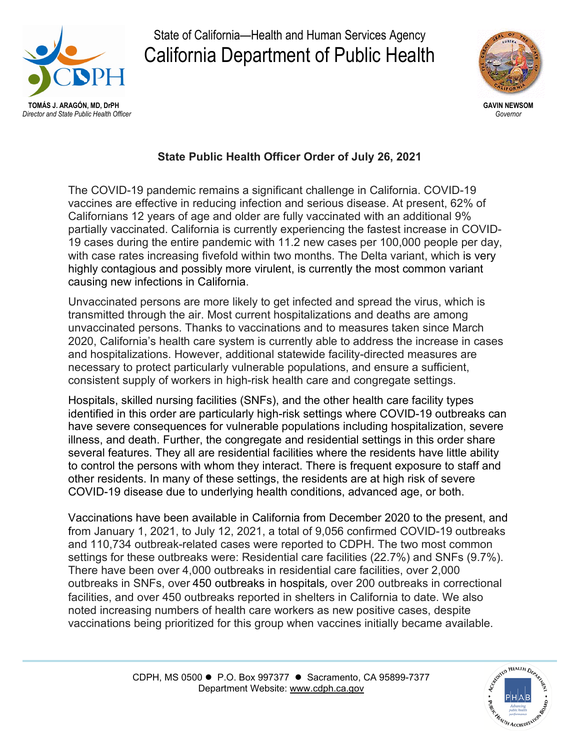State of California—Health and Human Services Agency

# California Department of Public Health

**TOMÁS J. ARAGÓN, MD, DrPH**
*Director and State Public Health Officer*

**GAVIN NEWSOM**
*Governor*

## State Public Health Officer Order of July 26, 2021

The COVID-19 pandemic remains a significant challenge in California. COVID-19 vaccines are effective in reducing infection and serious disease. At present, 62% of Californians 12 years of age and older are fully vaccinated with an additional 9% partially vaccinated. California is currently experiencing the fastest increase in COVID-19 cases during the entire pandemic with 11.2 new cases per 100,000 people per day, with case rates increasing fivefold within two months. The Delta variant, which is very highly contagious and possibly more virulent, is currently the most common variant causing new infections in California.

Unvaccinated persons are more likely to get infected and spread the virus, which is transmitted through the air. Most current hospitalizations and deaths are among unvaccinated persons. Thanks to vaccinations and to measures taken since March 2020, California's health care system is currently able to address the increase in cases and hospitalizations. However, additional statewide facility-directed measures are necessary to protect particularly vulnerable populations, and ensure a sufficient, consistent supply of workers in high-risk health care and congregate settings.

Hospitals, skilled nursing facilities (SNFs), and the other health care facility types identified in this order are particularly high-risk settings where COVID-19 outbreaks can have severe consequences for vulnerable populations including hospitalization, severe illness, and death. Further, the congregate and residential settings in this order share several features. They all are residential facilities where the residents have little ability to control the persons with whom they interact. There is frequent exposure to staff and other residents. In many of these settings, the residents are at high risk of severe COVID-19 disease due to underlying health conditions, advanced age, or both.

Vaccinations have been available in California from December 2020 to the present, and from January 1, 2021, to July 12, 2021, a total of 9,056 confirmed COVID-19 outbreaks and 110,734 outbreak-related cases were reported to CDPH. The two most common settings for these outbreaks were: Residential care facilities (22.7%) and SNFs (9.7%). There have been over 4,000 outbreaks in residential care facilities, over 2,000 outbreaks in SNFs, over 450 outbreaks in hospitals, over 200 outbreaks in correctional facilities, and over 450 outbreaks reported in shelters in California to date. We also noted increasing numbers of health care workers as new positive cases, despite vaccinations being prioritized for this group when vaccines initially became available.

CDPH, MS 0500 ● P.O. Box 997377 ● Sacramento, CA 95899-7377
Department Website: www.cdph.ca.gov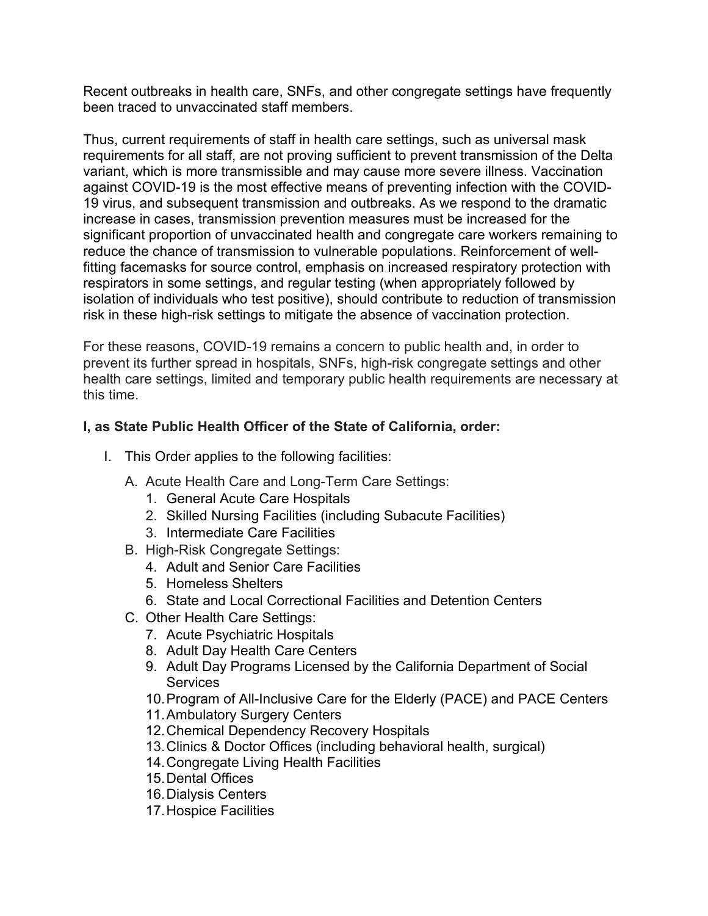Recent outbreaks in health care, SNFs, and other congregate settings have frequently been traced to unvaccinated staff members.

Thus, current requirements of staff in health care settings, such as universal mask requirements for all staff, are not proving sufficient to prevent transmission of the Delta variant, which is more transmissible and may cause more severe illness. Vaccination against COVID-19 is the most effective means of preventing infection with the COVID-19 virus, and subsequent transmission and outbreaks. As we respond to the dramatic increase in cases, transmission prevention measures must be increased for the significant proportion of unvaccinated health and congregate care workers remaining to reduce the chance of transmission to vulnerable populations. Reinforcement of well-fitting facemasks for source control, emphasis on increased respiratory protection with respirators in some settings, and regular testing (when appropriately followed by isolation of individuals who test positive), should contribute to reduction of transmission risk in these high-risk settings to mitigate the absence of vaccination protection.

For these reasons, COVID-19 remains a concern to public health and, in order to prevent its further spread in hospitals, SNFs, high-risk congregate settings and other health care settings, limited and temporary public health requirements are necessary at this time.

**I, as State Public Health Officer of the State of California, order:**

I. This Order applies to the following facilities:

   A. Acute Health Care and Long-Term Care Settings:
      1. General Acute Care Hospitals
      2. Skilled Nursing Facilities (including Subacute Facilities)
      3. Intermediate Care Facilities

   B. High-Risk Congregate Settings:
      4. Adult and Senior Care Facilities
      5. Homeless Shelters
      6. State and Local Correctional Facilities and Detention Centers

   C. Other Health Care Settings:
      7. Acute Psychiatric Hospitals
      8. Adult Day Health Care Centers
      9. Adult Day Programs Licensed by the California Department of Social Services
      10. Program of All-Inclusive Care for the Elderly (PACE) and PACE Centers
      11. Ambulatory Surgery Centers
      12. Chemical Dependency Recovery Hospitals
      13. Clinics & Doctor Offices (including behavioral health, surgical)
      14. Congregate Living Health Facilities
      15. Dental Offices
      16. Dialysis Centers
      17. Hospice Facilities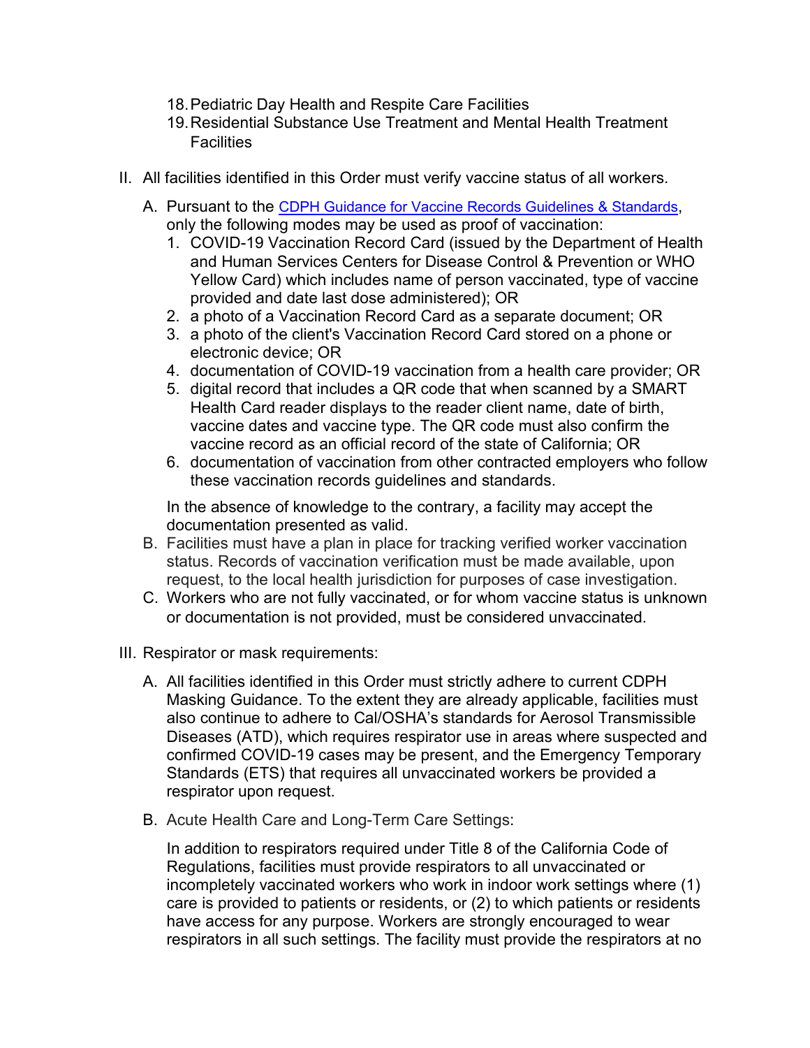18. Pediatric Day Health and Respite Care Facilities
19. Residential Substance Use Treatment and Mental Health Treatment Facilities

II. All facilities identified in this Order must verify vaccine status of all workers.

   A. Pursuant to the [CDPH Guidance for Vaccine Records Guidelines & Standards](), only the following modes may be used as proof of vaccination:
      1. COVID-19 Vaccination Record Card (issued by the Department of Health and Human Services Centers for Disease Control & Prevention or WHO Yellow Card) which includes name of person vaccinated, type of vaccine provided and date last dose administered); OR
      2. a photo of a Vaccination Record Card as a separate document; OR
      3. a photo of the client's Vaccination Record Card stored on a phone or electronic device; OR
      4. documentation of COVID-19 vaccination from a health care provider; OR
      5. digital record that includes a QR code that when scanned by a SMART Health Card reader displays to the reader client name, date of birth, vaccine dates and vaccine type. The QR code must also confirm the vaccine record as an official record of the state of California; OR
      6. documentation of vaccination from other contracted employers who follow these vaccination records guidelines and standards.

      In the absence of knowledge to the contrary, a facility may accept the documentation presented as valid.

   B. Facilities must have a plan in place for tracking verified worker vaccination status. Records of vaccination verification must be made available, upon request, to the local health jurisdiction for purposes of case investigation.

   C. Workers who are not fully vaccinated, or for whom vaccine status is unknown or documentation is not provided, must be considered unvaccinated.

III. Respirator or mask requirements:

   A. All facilities identified in this Order must strictly adhere to current CDPH Masking Guidance. To the extent they are already applicable, facilities must also continue to adhere to Cal/OSHA's standards for Aerosol Transmissible Diseases (ATD), which requires respirator use in areas where suspected and confirmed COVID-19 cases may be present, and the Emergency Temporary Standards (ETS) that requires all unvaccinated workers be provided a respirator upon request.

   B. Acute Health Care and Long-Term Care Settings:

      In addition to respirators required under Title 8 of the California Code of Regulations, facilities must provide respirators to all unvaccinated or incompletely vaccinated workers who work in indoor work settings where (1) care is provided to patients or residents, or (2) to which patients or residents have access for any purpose. Workers are strongly encouraged to wear respirators in all such settings. The facility must provide the respirators at no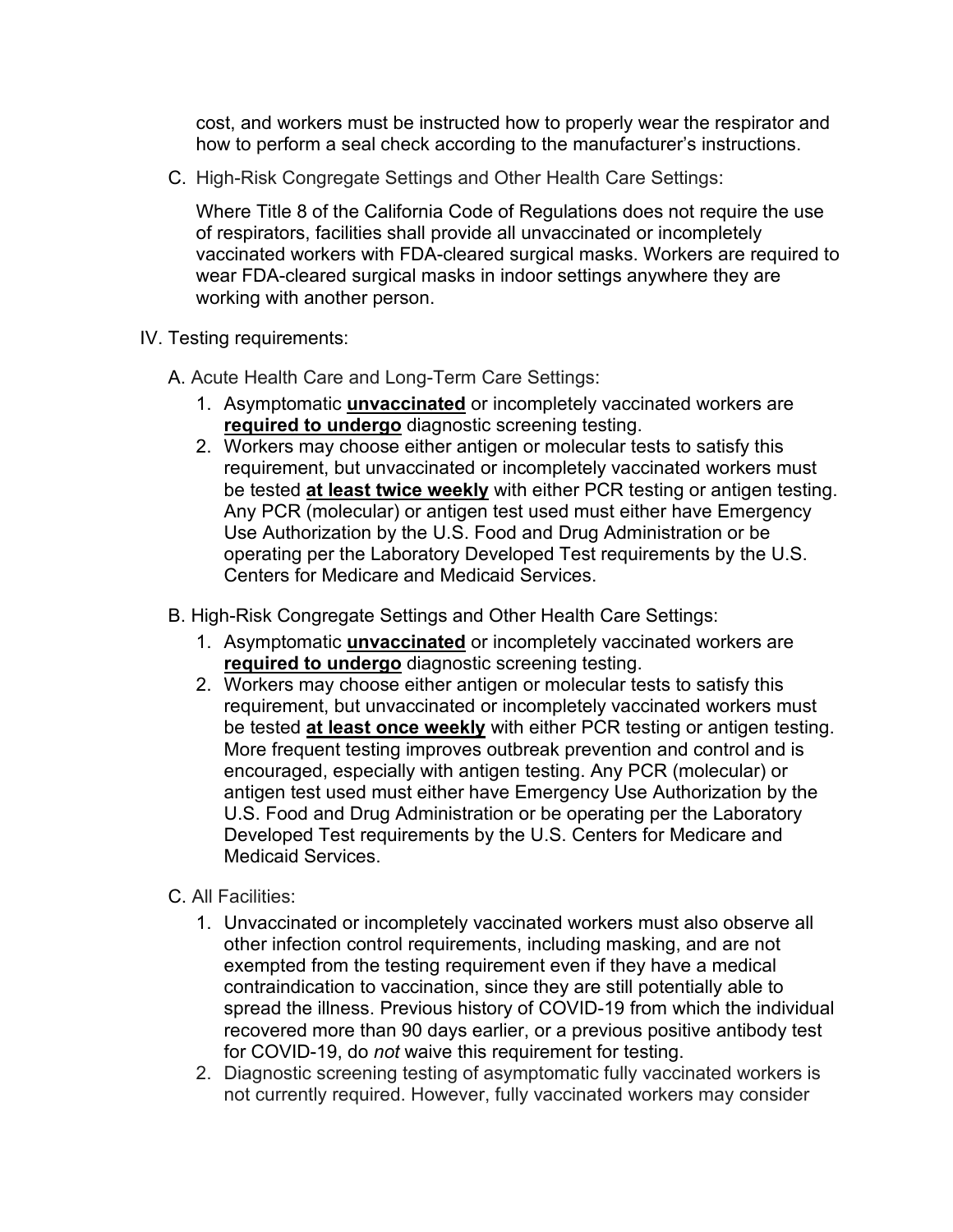cost, and workers must be instructed how to properly wear the respirator and how to perform a seal check according to the manufacturer's instructions.

C. High-Risk Congregate Settings and Other Health Care Settings:

Where Title 8 of the California Code of Regulations does not require the use of respirators, facilities shall provide all unvaccinated or incompletely vaccinated workers with FDA-cleared surgical masks. Workers are required to wear FDA-cleared surgical masks in indoor settings anywhere they are working with another person.

IV. Testing requirements:

A. Acute Health Care and Long-Term Care Settings:

1. Asymptomatic **<u>unvaccinated</u>** or incompletely vaccinated workers are **<u>required to undergo</u>** diagnostic screening testing.
2. Workers may choose either antigen or molecular tests to satisfy this requirement, but unvaccinated or incompletely vaccinated workers must be tested **<u>at least twice weekly</u>** with either PCR testing or antigen testing. Any PCR (molecular) or antigen test used must either have Emergency Use Authorization by the U.S. Food and Drug Administration or be operating per the Laboratory Developed Test requirements by the U.S. Centers for Medicare and Medicaid Services.

B. High-Risk Congregate Settings and Other Health Care Settings:

1. Asymptomatic **<u>unvaccinated</u>** or incompletely vaccinated workers are **<u>required to undergo</u>** diagnostic screening testing.
2. Workers may choose either antigen or molecular tests to satisfy this requirement, but unvaccinated or incompletely vaccinated workers must be tested **<u>at least once weekly</u>** with either PCR testing or antigen testing. More frequent testing improves outbreak prevention and control and is encouraged, especially with antigen testing. Any PCR (molecular) or antigen test used must either have Emergency Use Authorization by the U.S. Food and Drug Administration or be operating per the Laboratory Developed Test requirements by the U.S. Centers for Medicare and Medicaid Services.

C. All Facilities:

1. Unvaccinated or incompletely vaccinated workers must also observe all other infection control requirements, including masking, and are not exempted from the testing requirement even if they have a medical contraindication to vaccination, since they are still potentially able to spread the illness. Previous history of COVID-19 from which the individual recovered more than 90 days earlier, or a previous positive antibody test for COVID-19, do *not* waive this requirement for testing.
2. Diagnostic screening testing of asymptomatic fully vaccinated workers is not currently required. However, fully vaccinated workers may consider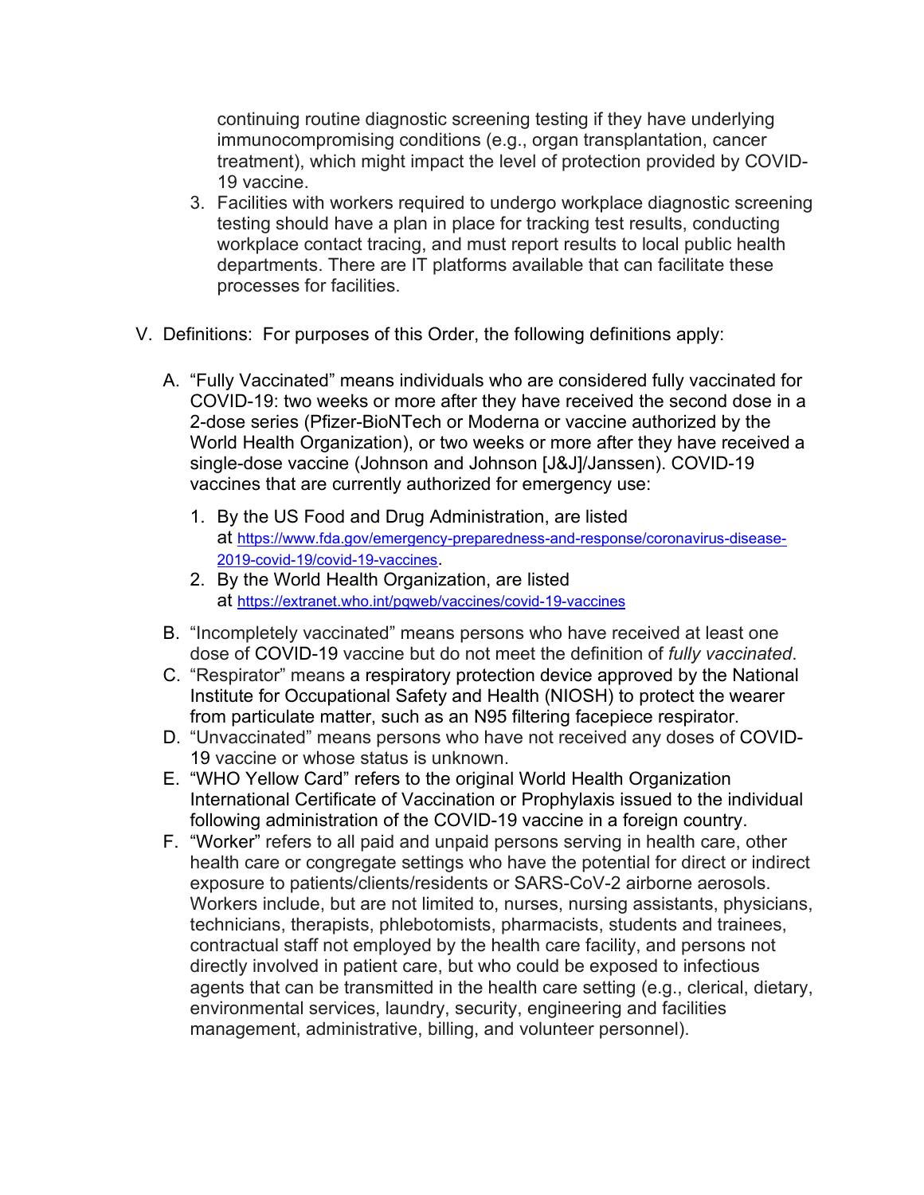continuing routine diagnostic screening testing if they have underlying immunocompromising conditions (e.g., organ transplantation, cancer treatment), which might impact the level of protection provided by COVID-19 vaccine.

3. Facilities with workers required to undergo workplace diagnostic screening testing should have a plan in place for tracking test results, conducting workplace contact tracing, and must report results to local public health departments. There are IT platforms available that can facilitate these processes for facilities.

V. Definitions: For purposes of this Order, the following definitions apply:

A. "Fully Vaccinated" means individuals who are considered fully vaccinated for COVID-19: two weeks or more after they have received the second dose in a 2-dose series (Pfizer-BioNTech or Moderna or vaccine authorized by the World Health Organization), or two weeks or more after they have received a single-dose vaccine (Johnson and Johnson [J&J]/Janssen). COVID-19 vaccines that are currently authorized for emergency use:

   1. By the US Food and Drug Administration, are listed at https://www.fda.gov/emergency-preparedness-and-response/coronavirus-disease-2019-covid-19/covid-19-vaccines.
   2. By the World Health Organization, are listed at https://extranet.who.int/pqweb/vaccines/covid-19-vaccines

B. "Incompletely vaccinated" means persons who have received at least one dose of COVID-19 vaccine but do not meet the definition of *fully vaccinated*.

C. "Respirator" means a respiratory protection device approved by the National Institute for Occupational Safety and Health (NIOSH) to protect the wearer from particulate matter, such as an N95 filtering facepiece respirator.

D. "Unvaccinated" means persons who have not received any doses of COVID-19 vaccine or whose status is unknown.

E. "WHO Yellow Card" refers to the original World Health Organization International Certificate of Vaccination or Prophylaxis issued to the individual following administration of the COVID-19 vaccine in a foreign country.

F. "Worker" refers to all paid and unpaid persons serving in health care, other health care or congregate settings who have the potential for direct or indirect exposure to patients/clients/residents or SARS-CoV-2 airborne aerosols. Workers include, but are not limited to, nurses, nursing assistants, physicians, technicians, therapists, phlebotomists, pharmacists, students and trainees, contractual staff not employed by the health care facility, and persons not directly involved in patient care, but who could be exposed to infectious agents that can be transmitted in the health care setting (e.g., clerical, dietary, environmental services, laundry, security, engineering and facilities management, administrative, billing, and volunteer personnel).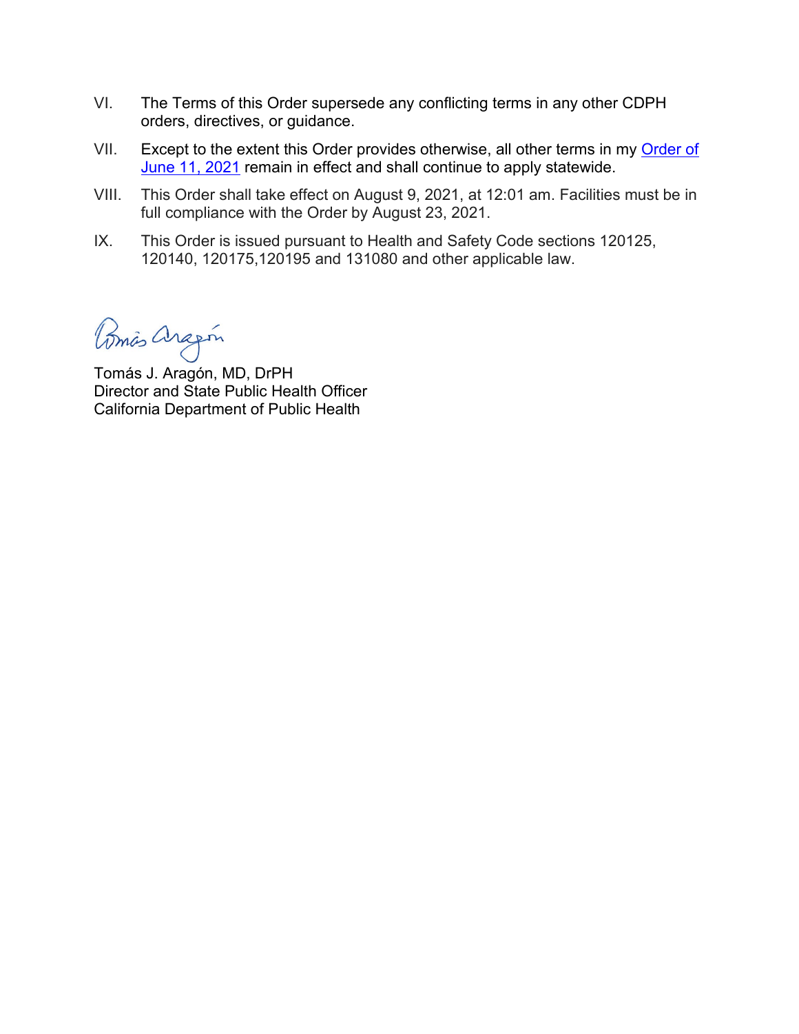VI. The Terms of this Order supersede any conflicting terms in any other CDPH orders, directives, or guidance.

VII. Except to the extent this Order provides otherwise, all other terms in my [Order of June 11, 2021] remain in effect and shall continue to apply statewide.

VIII. This Order shall take effect on August 9, 2021, at 12:01 am. Facilities must be in full compliance with the Order by August 23, 2021.

IX. This Order is issued pursuant to Health and Safety Code sections 120125, 120140, 120175,120195 and 131080 and other applicable law.

Tomás J. Aragón, MD, DrPH
Director and State Public Health Officer
California Department of Public Health